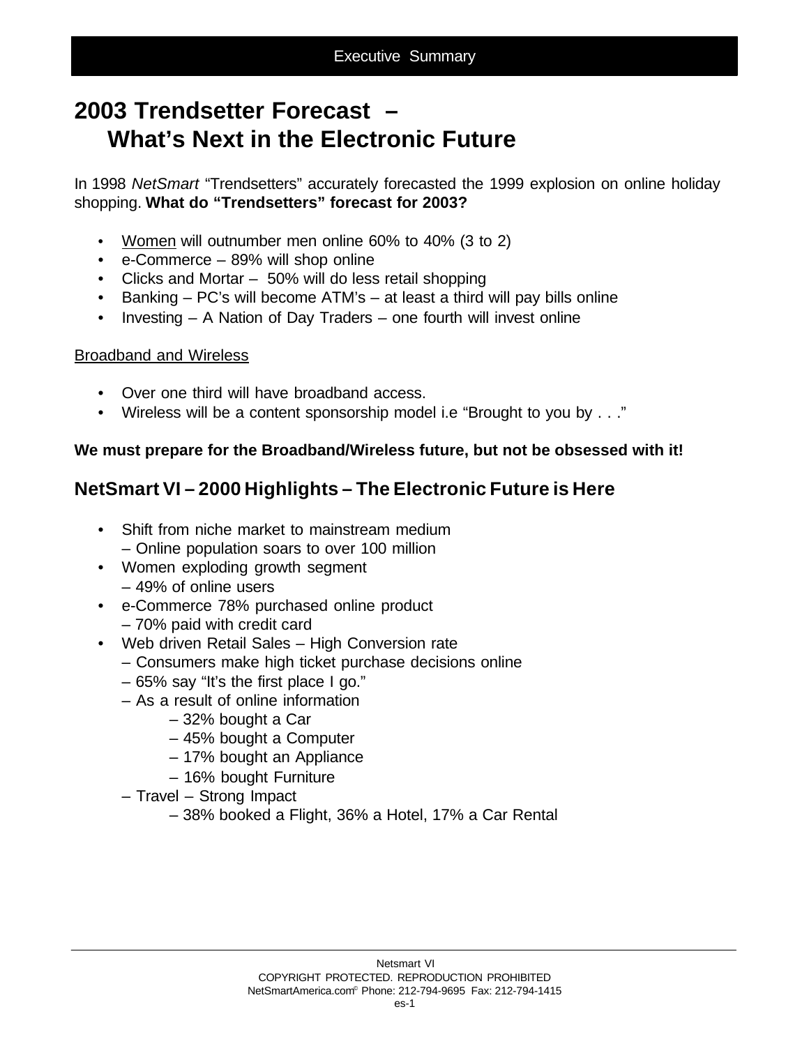Executive Summary

# 2003 Trendsetter Forecast – What's Next in the Electronic Future

In 1998 *NetSmart* "Trendsetters" accurately forecasted the 1999 explosion on online holiday shopping. **What do "Trendsetters" forecast for 2003?**

- <u>Women</u> will outnumber men online 60% to 40% (3 to 2)
- e-Commerce – 89% will shop online
- Clicks and Mortar – 50% will do less retail shopping
- Banking – PC's will become ATM's – at least a third will pay bills online
- Investing – A Nation of Day Traders – one fourth will invest online

<u>Broadband and Wireless</u>

- Over one third will have broadband access.
- Wireless will be a content sponsorship model i.e "Brought to you by . . ."

**We must prepare for the Broadband/Wireless future, but not be obsessed with it!**

## NetSmart VI – 2000 Highlights – The Electronic Future is Here

- Shift from niche market to mainstream medium
  – Online population soars to over 100 million
- Women exploding growth segment
  – 49% of online users
- e-Commerce 78% purchased online product
  – 70% paid with credit card
- Web driven Retail Sales – High Conversion rate
  – Consumers make high ticket purchase decisions online
  – 65% say "It's the first place I go."
  – As a result of online information
    – 32% bought a Car
    – 45% bought a Computer
    – 17% bought an Appliance
    – 16% bought Furniture
  – Travel – Strong Impact
    – 38% booked a Flight, 36% a Hotel, 17% a Car Rental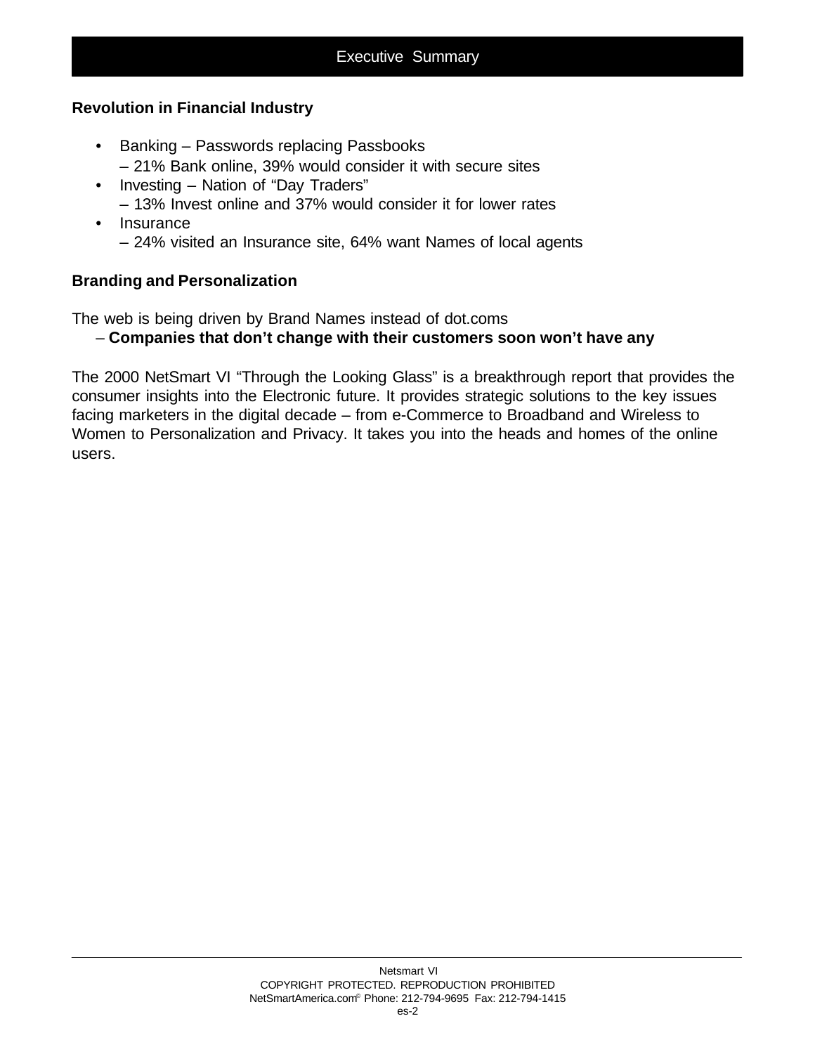## Executive Summary

**Revolution in Financial Industry**

- Banking – Passwords replacing Passbooks
  – 21% Bank online, 39% would consider it with secure sites
- Investing – Nation of "Day Traders"
  – 13% Invest online and 37% would consider it for lower rates
- Insurance
  – 24% visited an Insurance site, 64% want Names of local agents

**Branding and Personalization**

The web is being driven by Brand Names instead of dot.coms
– **Companies that don't change with their customers soon won't have any**

The 2000 NetSmart VI "Through the Looking Glass" is a breakthrough report that provides the consumer insights into the Electronic future. It provides strategic solutions to the key issues facing marketers in the digital decade – from e-Commerce to Broadband and Wireless to Women to Personalization and Privacy. It takes you into the heads and homes of the online users.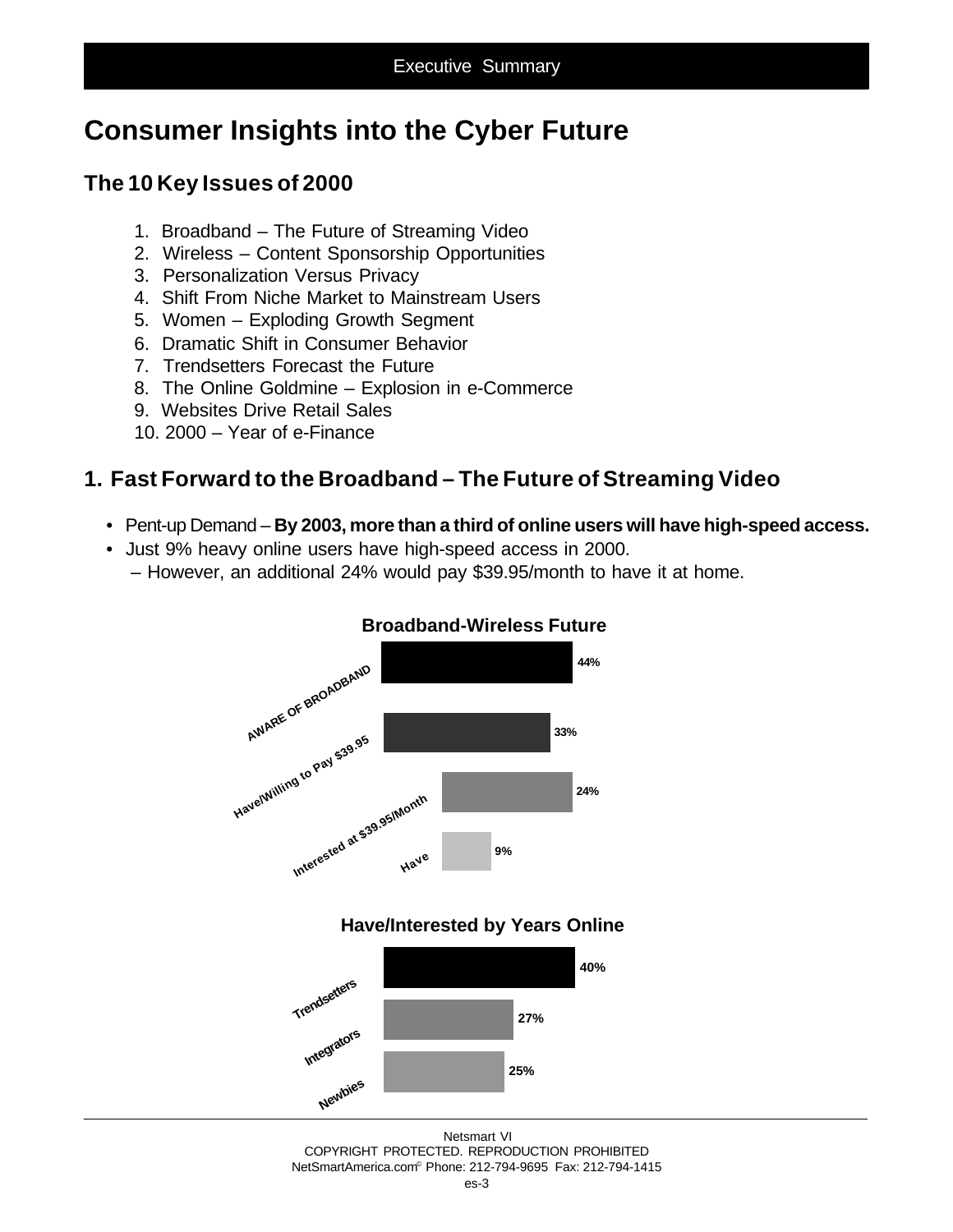# Consumer Insights into the Cyber Future

## The 10 Key Issues of 2000

1. Broadband – The Future of Streaming Video
2. Wireless – Content Sponsorship Opportunities
3. Personalization Versus Privacy
4. Shift From Niche Market to Mainstream Users
5. Women – Exploding Growth Segment
6. Dramatic Shift in Consumer Behavior
7. Trendsetters Forecast the Future
8. The Online Goldmine – Explosion in e-Commerce
9. Websites Drive Retail Sales
10. 2000 – Year of e-Finance

## 1. Fast Forward to the Broadband – The Future of Streaming Video

- Pent-up Demand – **By 2003, more than a third of online users will have high-speed access.**
- Just 9% heavy online users have high-speed access in 2000.
  – However, an additional 24% would pay $39.95/month to have it at home.

**Broadband-Wireless Future**

| Category | % |
|---|---|
| AWARE OF BROADBAND | 44% |
| Have/Willing to Pay $39.95 | 33% |
| Interested at $39.95/Month | 24% |
| Have | 9% |

**Have/Interested by Years Online**

| Segment | % |
|---|---|
| Trendsetters | 40% |
| Integrators | 27% |
| Newbies | 25% |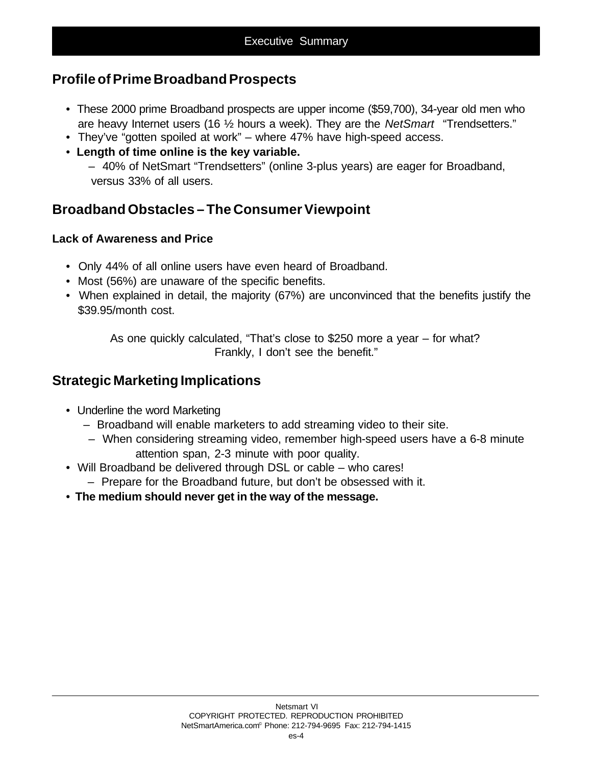## Profile of Prime Broadband Prospects

- These 2000 prime Broadband prospects are upper income ($59,700), 34-year old men who are heavy Internet users (16 ½ hours a week). They are the *NetSmart* "Trendsetters."
- They've "gotten spoiled at work" – where 47% have high-speed access.
- **Length of time online is the key variable.**
  - 40% of NetSmart "Trendsetters" (online 3-plus years) are eager for Broadband, versus 33% of all users.

## Broadband Obstacles – The Consumer Viewpoint

### Lack of Awareness and Price

- Only 44% of all online users have even heard of Broadband.
- Most (56%) are unaware of the specific benefits.
- When explained in detail, the majority (67%) are unconvinced that the benefits justify the $39.95/month cost.

As one quickly calculated, "That's close to $250 more a year – for what? Frankly, I don't see the benefit."

## Strategic Marketing Implications

- Underline the word Marketing
  - Broadband will enable marketers to add streaming video to their site.
  - When considering streaming video, remember high-speed users have a 6-8 minute attention span, 2-3 minute with poor quality.
- Will Broadband be delivered through DSL or cable – who cares!
  - Prepare for the Broadband future, but don't be obsessed with it.
- **The medium should never get in the way of the message.**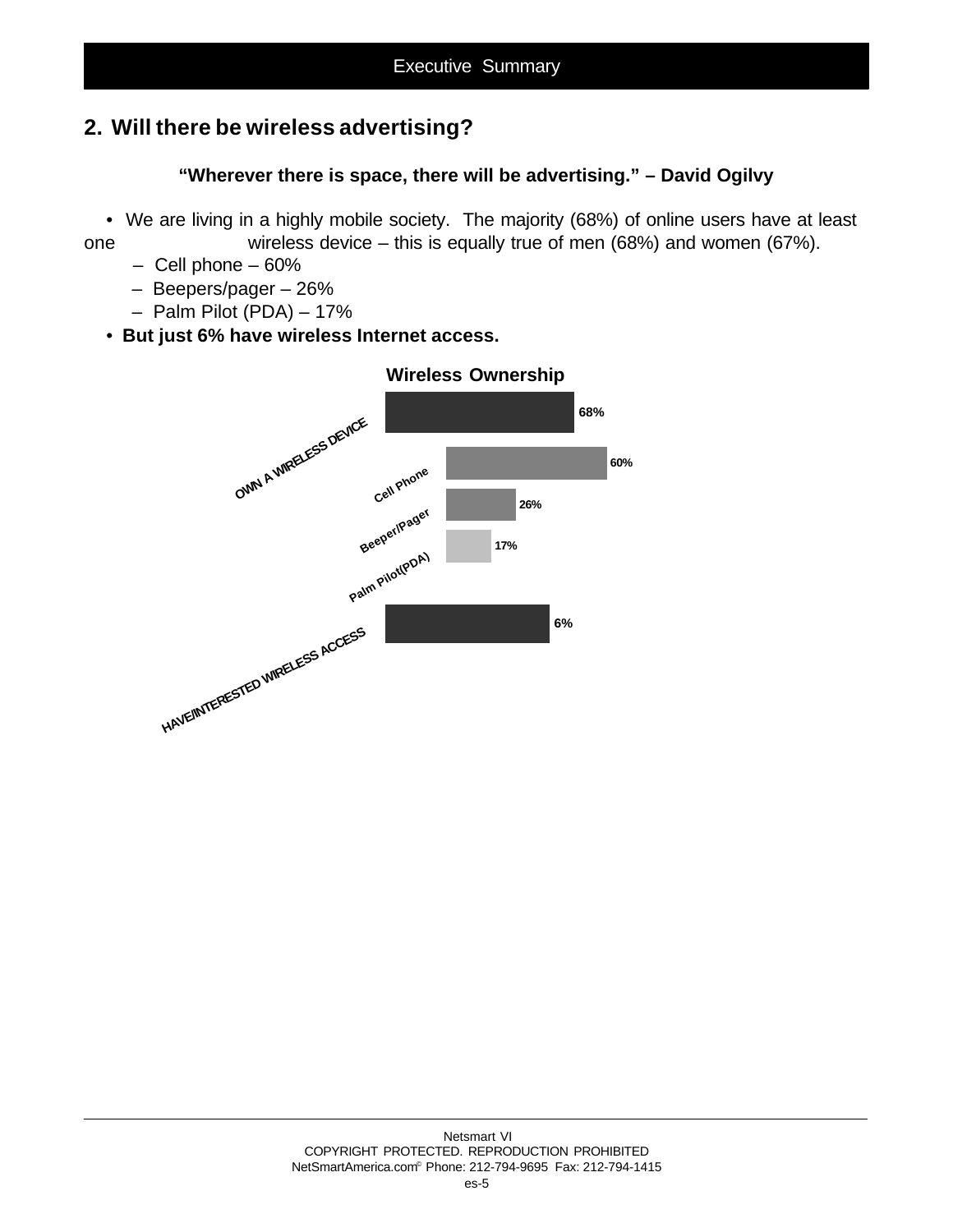## 2. Will there be wireless advertising?

**"Wherever there is space, there will be advertising." – David Ogilvy**

- We are living in a highly mobile society. The majority (68%) of online users have at least one wireless device – this is equally true of men (68%) and women (67%).
  - Cell phone – 60%
  - Beepers/pager – 26%
  - Palm Pilot (PDA) – 17%
- **But just 6% have wireless Internet access.**

**Wireless Ownership**

| Category | Percent |
|---|---|
| OWN A WIRELESS DEVICE | 68% |
| Cell Phone | 60% |
| Beeper/Pager | 26% |
| Palm Pilot(PDA) | 17% |
| HAVE/INTERESTED WIRELESS ACCESS | 6% |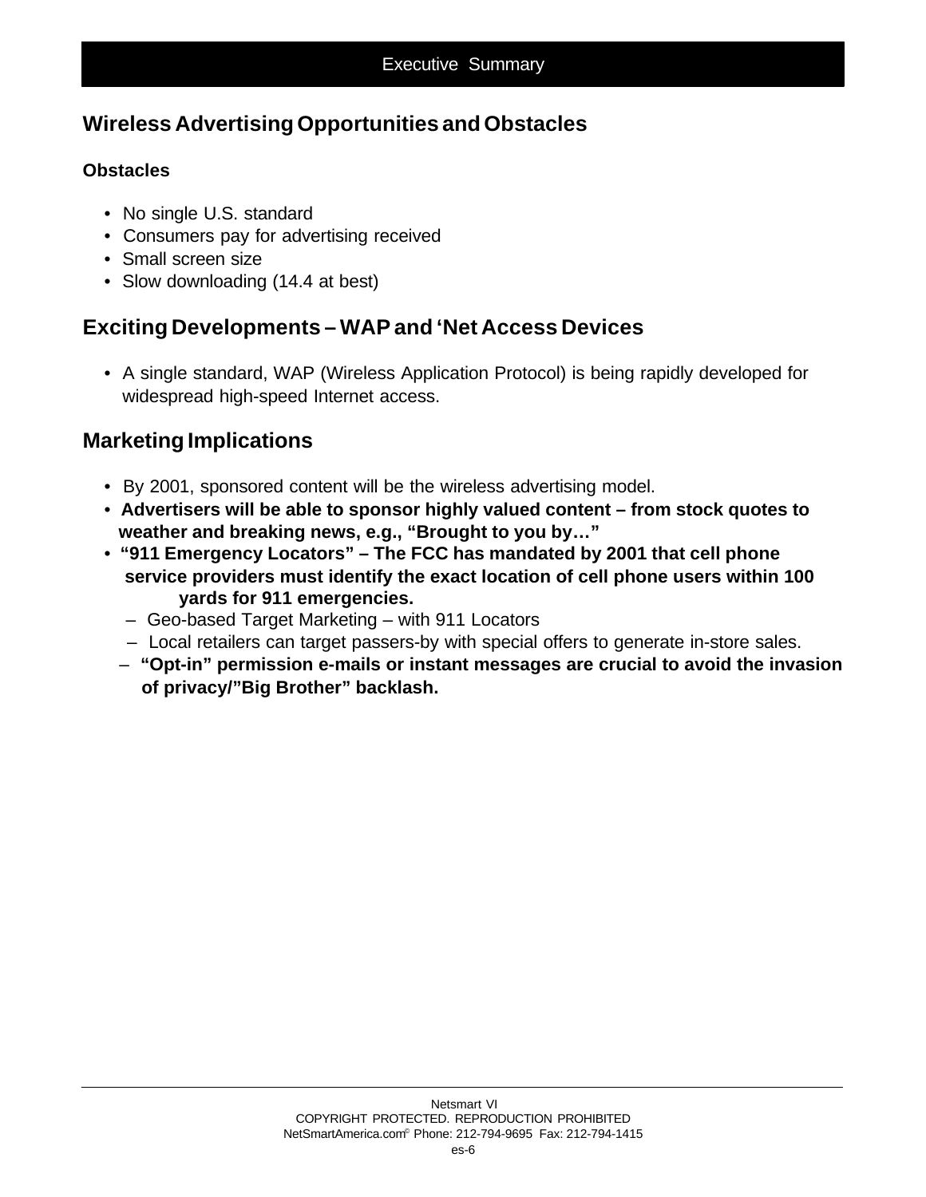## Wireless Advertising Opportunities and Obstacles

### Obstacles

- No single U.S. standard
- Consumers pay for advertising received
- Small screen size
- Slow downloading (14.4 at best)

## Exciting Developments – WAP and 'Net Access Devices

- A single standard, WAP (Wireless Application Protocol) is being rapidly developed for widespread high-speed Internet access.

## Marketing Implications

- By 2001, sponsored content will be the wireless advertising model.
- **Advertisers will be able to sponsor highly valued content – from stock quotes to weather and breaking news, e.g., "Brought to you by…"**
- **"911 Emergency Locators" – The FCC has mandated by 2001 that cell phone service providers must identify the exact location of cell phone users within 100 yards for 911 emergencies.**
  - Geo-based Target Marketing – with 911 Locators
  - Local retailers can target passers-by with special offers to generate in-store sales.
  - **"Opt-in" permission e-mails or instant messages are crucial to avoid the invasion of privacy/"Big Brother" backlash.**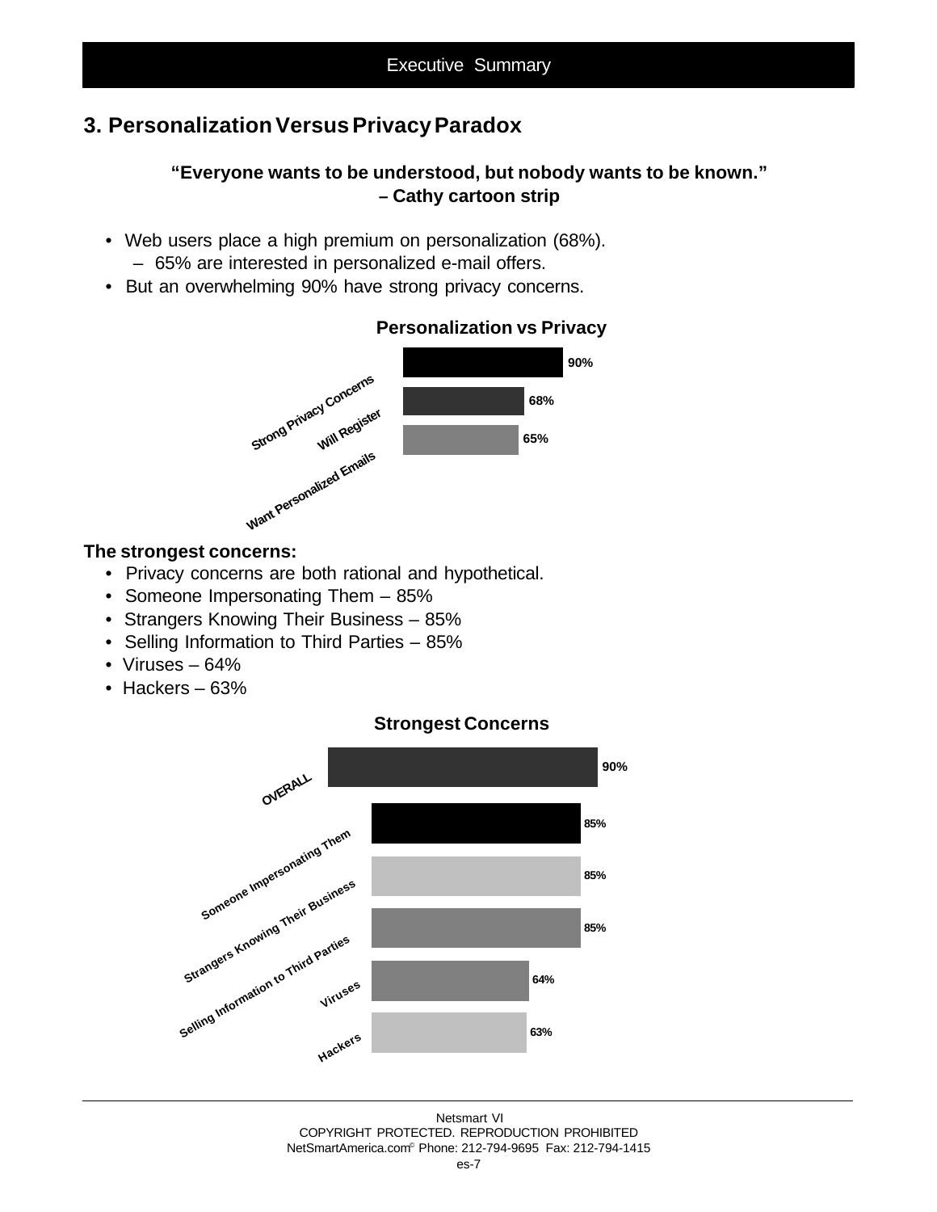## 3. Personalization Versus Privacy Paradox

**"Everyone wants to be understood, but nobody wants to be known."**
**– Cathy cartoon strip**

- Web users place a high premium on personalization (68%).
  - 65% are interested in personalized e-mail offers.
- But an overwhelming 90% have strong privacy concerns.

**Personalization vs Privacy**

| | |
|---|---|
| Strong Privacy Concerns | 90% |
| Will Register | 68% |
| Want Personalized Emails | 65% |

**The strongest concerns:**

- Privacy concerns are both rational and hypothetical.
- Someone Impersonating Them – 85%
- Strangers Knowing Their Business – 85%
- Selling Information to Third Parties – 85%
- Viruses – 64%
- Hackers – 63%

**Strongest Concerns**

| | |
|---|---|
| OVERALL | 90% |
| Someone Impersonating Them | 85% |
| Strangers Knowing Their Business | 85% |
| Selling Information to Third Parties | 85% |
| Viruses | 64% |
| Hackers | 63% |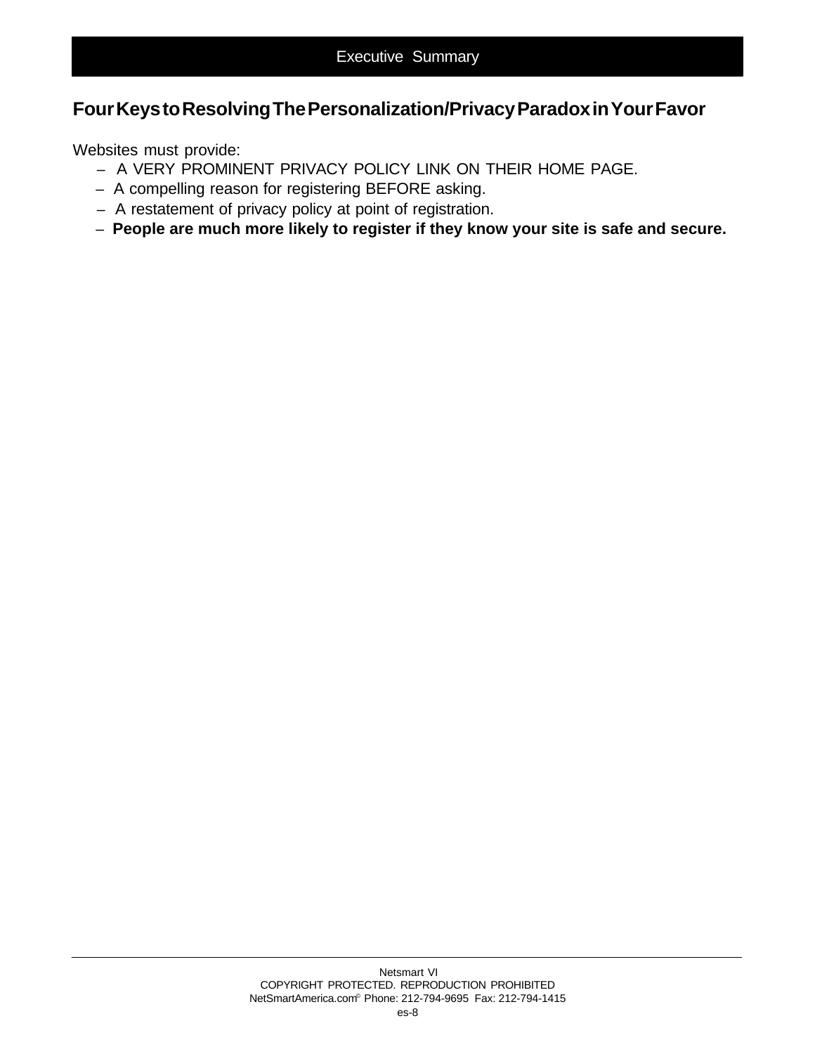## Four Keys to Resolving The Personalization/Privacy Paradox in Your Favor

Websites must provide:

- A VERY PROMINENT PRIVACY POLICY LINK ON THEIR HOME PAGE.
- A compelling reason for registering BEFORE asking.
- A restatement of privacy policy at point of registration.
- **People are much more likely to register if they know your site is safe and secure.**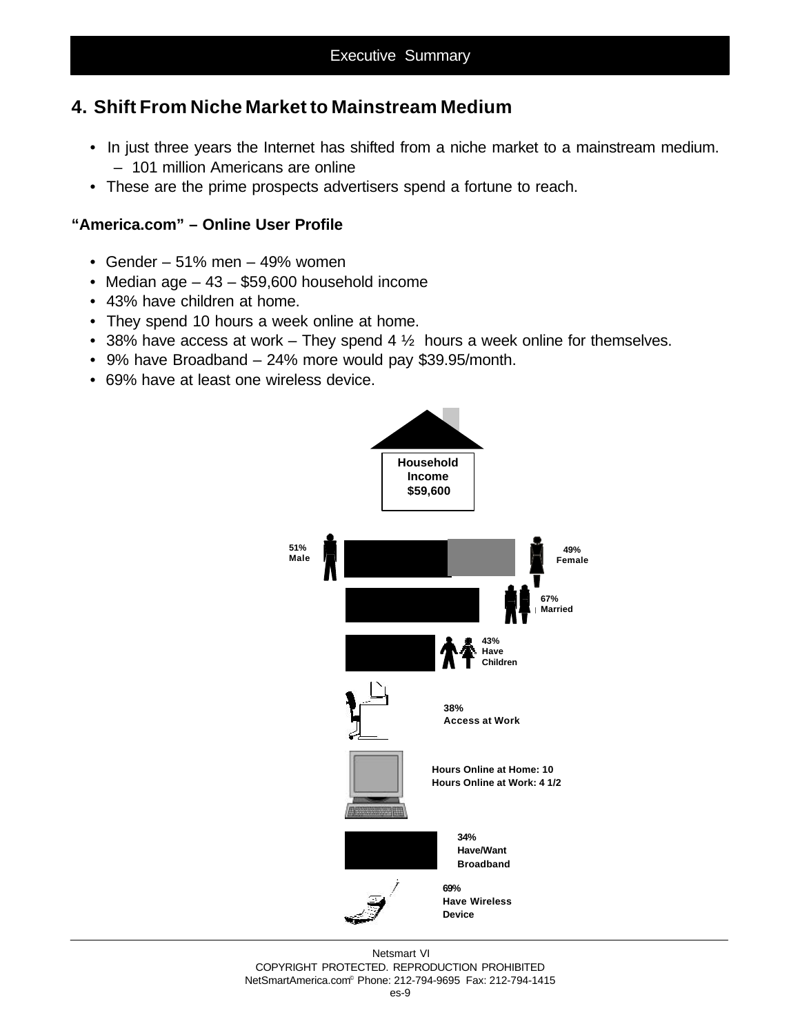## 4. Shift From Niche Market to Mainstream Medium

- In just three years the Internet has shifted from a niche market to a mainstream medium.
  - 101 million Americans are online
- These are the prime prospects advertisers spend a fortune to reach.

### "America.com" – Online User Profile

- Gender – 51% men – 49% women
- Median age – 43 – $59,600 household income
- 43% have children at home.
- They spend 10 hours a week online at home.
- 38% have access at work – They spend 4 ½ hours a week online for themselves.
- 9% have Broadband – 24% more would pay $39.95/month.
- 69% have at least one wireless device.

Household Income $59,600

51% Male

49% Female

67% Married

43% Have Children

38% Access at Work

Hours Online at Home: 10
Hours Online at Work: 4 1/2

34% Have/Want Broadband

69% Have Wireless Device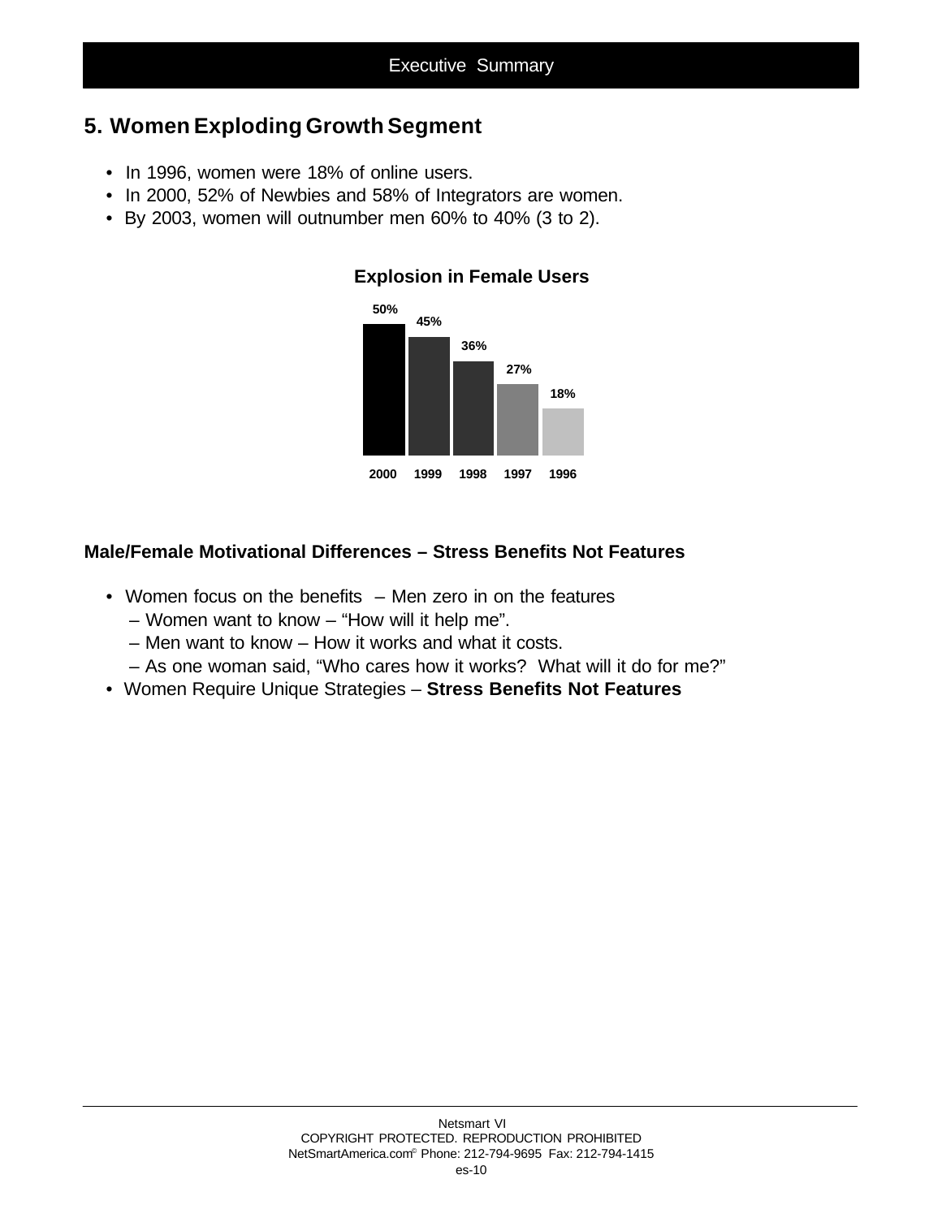## 5. Women Exploding Growth Segment

- In 1996, women were 18% of online users.
- In 2000, 52% of Newbies and 58% of Integrators are women.
- By 2003, women will outnumber men 60% to 40% (3 to 2).

**Explosion in Female Users**

| 2000 | 1999 | 1998 | 1997 | 1996 |
|---|---|---|---|---|
| 50% | 45% | 36% | 27% | 18% |

### Male/Female Motivational Differences – Stress Benefits Not Features

- Women focus on the benefits – Men zero in on the features
  - – Women want to know – "How will it help me".
  - – Men want to know – How it works and what it costs.
  - – As one woman said, "Who cares how it works? What will it do for me?"
- Women Require Unique Strategies – **Stress Benefits Not Features**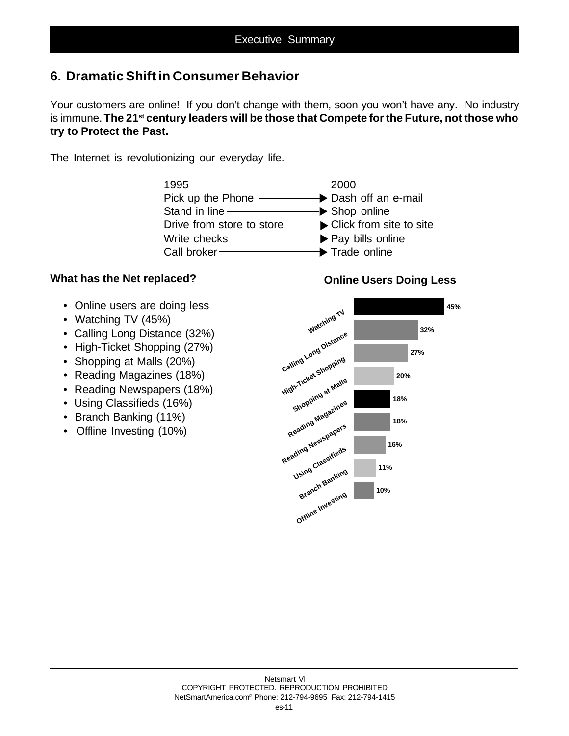## 6. Dramatic Shift in Consumer Behavior

Your customers are online! If you don't change with them, soon you won't have any. No industry is immune. **The 21st century leaders will be those that Compete for the Future, not those who try to Protect the Past.**

The Internet is revolutionizing our everyday life.

| 1995 | | 2000 |
|---|---|---|
| Pick up the Phone | → | Dash off an e-mail |
| Stand in line | → | Shop online |
| Drive from store to store | → | Click from site to site |
| Write checks | → | Pay bills online |
| Call broker | → | Trade online |

**What has the Net replaced?**

- Online users are doing less
- Watching TV (45%)
- Calling Long Distance (32%)
- High-Ticket Shopping (27%)
- Shopping at Malls (20%)
- Reading Magazines (18%)
- Reading Newspapers (18%)
- Using Classifieds (16%)
- Branch Banking (11%)
- Offline Investing (10%)

**Online Users Doing Less**

| Activity | Percent |
|---|---|
| Watching TV | 45% |
| Calling Long Distance | 32% |
| High-Ticket Shopping | 27% |
| Shopping at Malls | 20% |
| Reading Magazines | 18% |
| Reading Newspapers | 18% |
| Using Classifieds | 16% |
| Branch Banking | 11% |
| Offline Investing | 10% |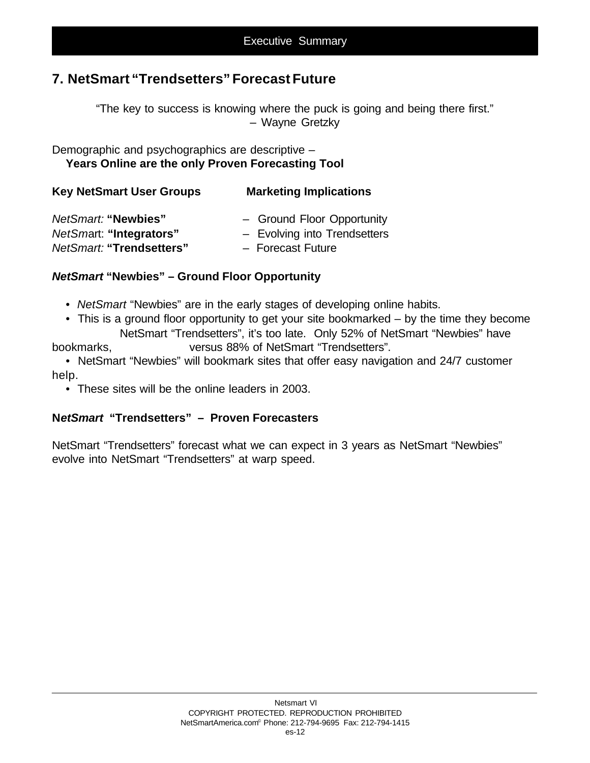Executive Summary

## 7. NetSmart "Trendsetters" Forecast Future

"The key to success is knowing where the puck is going and being there first."
– Wayne Gretzky

Demographic and psychographics are descriptive –
**Years Online are the only Proven Forecasting Tool**

| Key NetSmart User Groups | Marketing Implications |
|---|---|
| *NetSmart:* **"Newbies"** | – Ground Floor Opportunity |
| *NetSma*rt: **"Integrators"** | – Evolving into Trendsetters |
| *NetSmart:* **"Trendsetters"** | – Forecast Future |

### ***NetSmart*** **"Newbies" – Ground Floor Opportunity**

- *NetSmart* "Newbies" are in the early stages of developing online habits.
- This is a ground floor opportunity to get your site bookmarked – by the time they become NetSmart "Trendsetters", it's too late. Only 52% of NetSmart "Newbies" have bookmarks, versus 88% of NetSmart "Trendsetters".
- NetSmart "Newbies" will bookmark sites that offer easy navigation and 24/7 customer help.
- These sites will be the online leaders in 2003.

### **N*etSmart*** **"Trendsetters" – Proven Forecasters**

NetSmart "Trendsetters" forecast what we can expect in 3 years as NetSmart "Newbies" evolve into NetSmart "Trendsetters" at warp speed.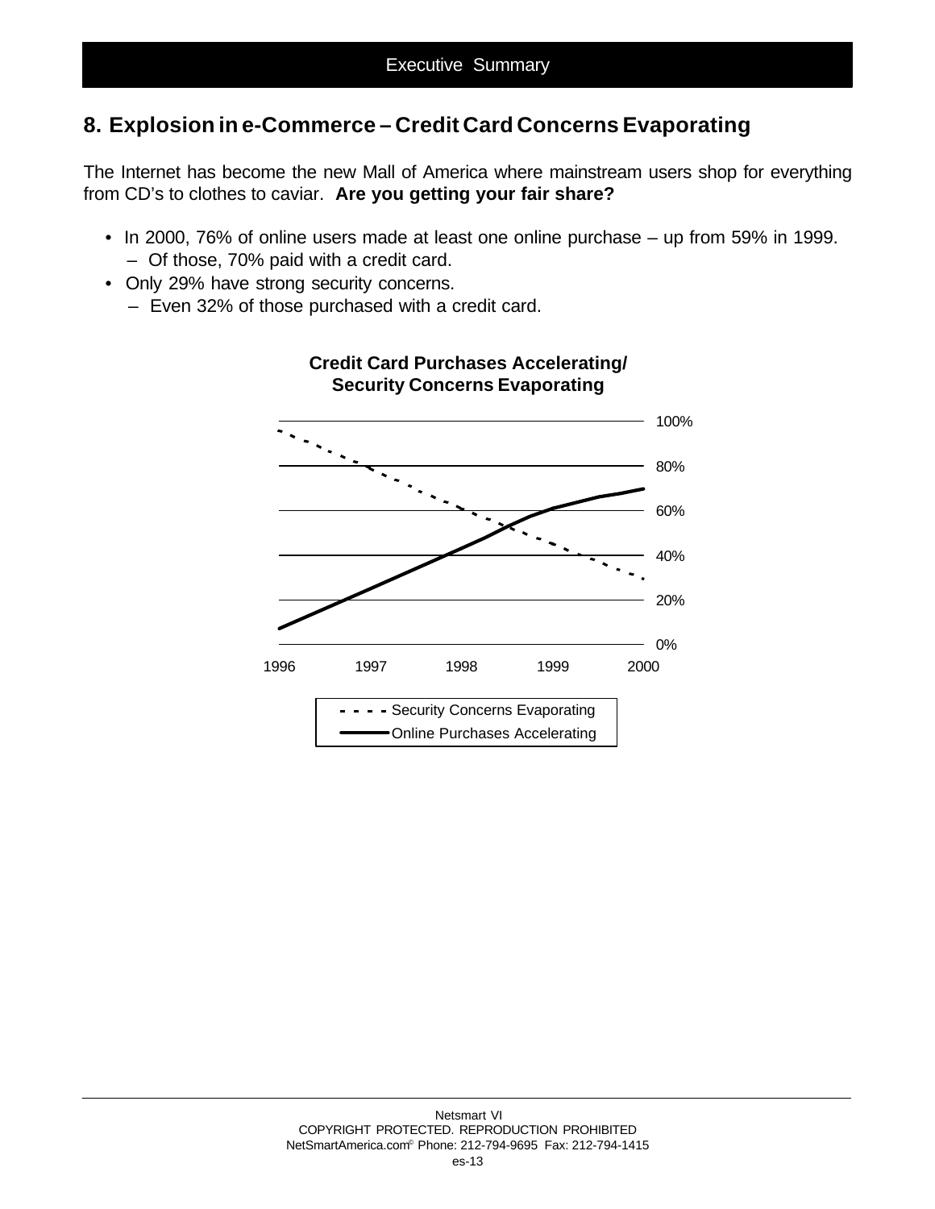## 8. Explosion in e-Commerce – Credit Card Concerns Evaporating

The Internet has become the new Mall of America where mainstream users shop for everything from CD's to clothes to caviar. **Are you getting your fair share?**

- In 2000, 76% of online users made at least one online purchase – up from 59% in 1999.
  - Of those, 70% paid with a credit card.
- Only 29% have strong security concerns.
  - Even 32% of those purchased with a credit card.

**Credit Card Purchases Accelerating/ Security Concerns Evaporating**

100%
80%
60%
40%
20%
0%

1996 1997 1998 1999 2000

- - - - Security Concerns Evaporating
——— Online Purchases Accelerating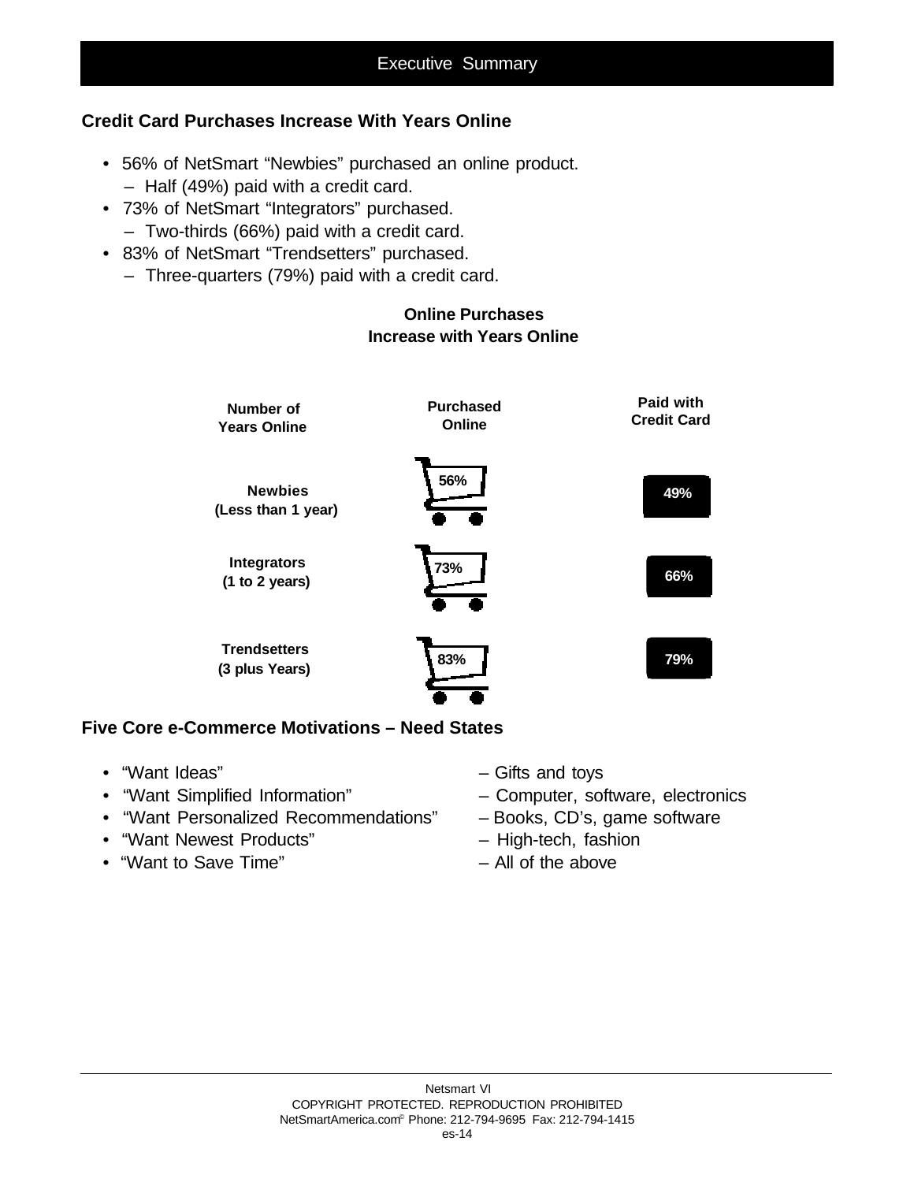## Executive Summary

### Credit Card Purchases Increase With Years Online

- 56% of NetSmart "Newbies" purchased an online product.
  - Half (49%) paid with a credit card.
- 73% of NetSmart "Integrators" purchased.
  - Two-thirds (66%) paid with a credit card.
- 83% of NetSmart "Trendsetters" purchased.
  - Three-quarters (79%) paid with a credit card.

**Online Purchases Increase with Years Online**

| Number of Years Online | Purchased Online | Paid with Credit Card |
|---|---|---|
| Newbies (Less than 1 year) | 56% | 49% |
| Integrators (1 to 2 years) | 73% | 66% |
| Trendsetters (3 plus Years) | 83% | 79% |

### Five Core e-Commerce Motivations – Need States

- "Want Ideas" – Gifts and toys
- "Want Simplified Information" – Computer, software, electronics
- "Want Personalized Recommendations" – Books, CD's, game software
- "Want Newest Products" – High-tech, fashion
- "Want to Save Time" – All of the above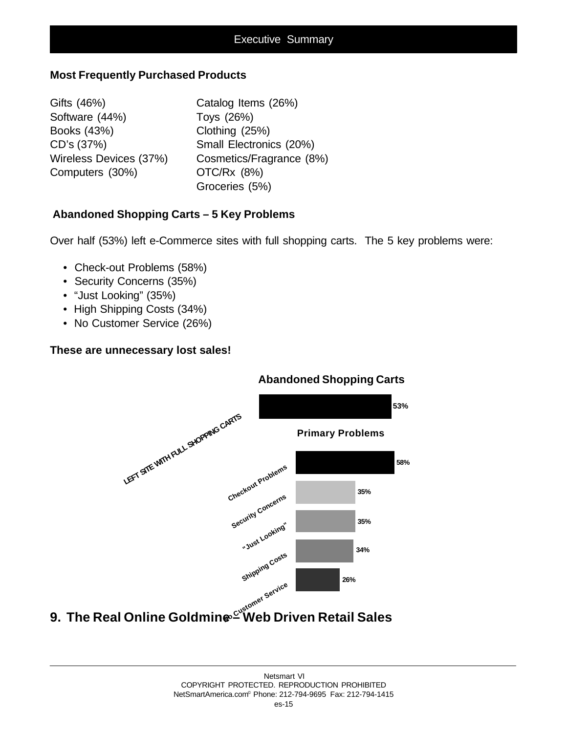## Most Frequently Purchased Products

| | |
|---|---|
| Gifts (46%) | Catalog Items (26%) |
| Software (44%) | Toys (26%) |
| Books (43%) | Clothing (25%) |
| CD's (37%) | Small Electronics (20%) |
| Wireless Devices (37%) | Cosmetics/Fragrance (8%) |
| Computers (30%) | OTC/Rx (8%) |
| | Groceries (5%) |

## Abandoned Shopping Carts – 5 Key Problems

Over half (53%) left e-Commerce sites with full shopping carts. The 5 key problems were:

- Check-out Problems (58%)
- Security Concerns (35%)
- "Just Looking" (35%)
- High Shipping Costs (34%)
- No Customer Service (26%)

**These are unnecessary lost sales!**

**Abandoned Shopping Carts**

| | |
|---|---|
| LEFT SITE WITH FULL SHOPPING CARTS | 53% |

**Primary Problems**

| Problem | % |
|---|---|
| Checkout Problems | 58% |
| Security Concerns | 35% |
| "Just Looking" | 35% |
| Shipping Costs | 34% |
| No Customer Service | 26% |

# 9. The Real Online Goldmine – Web Driven Retail Sales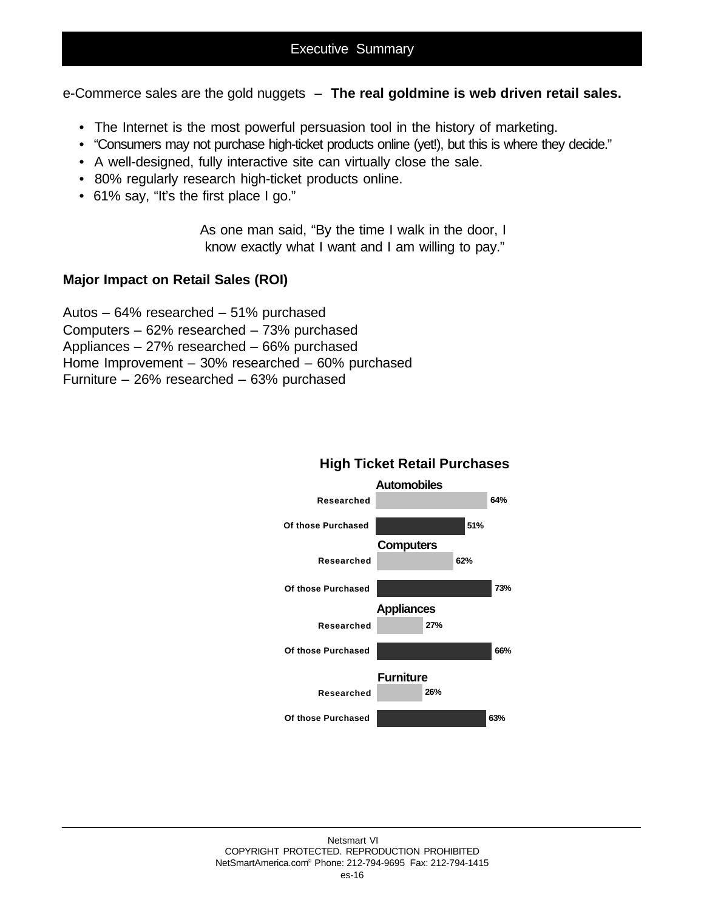# Executive Summary

e-Commerce sales are the gold nuggets – **The real goldmine is web driven retail sales.**

- The Internet is the most powerful persuasion tool in the history of marketing.
- "Consumers may not purchase high-ticket products online (yet!), but this is where they decide."
- A well-designed, fully interactive site can virtually close the sale.
- 80% regularly research high-ticket products online.
- 61% say, "It's the first place I go."

As one man said, "By the time I walk in the door, I know exactly what I want and I am willing to pay."

**Major Impact on Retail Sales (ROI)**

Autos – 64% researched – 51% purchased
Computers – 62% researched – 73% purchased
Appliances – 27% researched – 66% purchased
Home Improvement – 30% researched – 60% purchased
Furniture – 26% researched – 63% purchased

**High Ticket Retail Purchases**

| Category | Researched | Of those Purchased |
|---|---|---|
| Automobiles | 64% | 51% |
| Computers | 62% | 73% |
| Appliances | 27% | 66% |
| Furniture | 26% | 63% |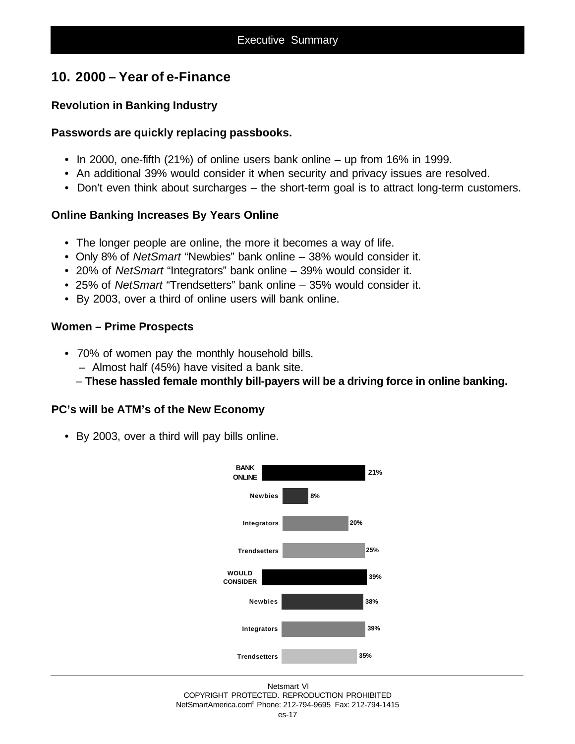## 10. 2000 – Year of e-Finance

### Revolution in Banking Industry

### Passwords are quickly replacing passbooks.

- In 2000, one-fifth (21%) of online users bank online – up from 16% in 1999.
- An additional 39% would consider it when security and privacy issues are resolved.
- Don't even think about surcharges – the short-term goal is to attract long-term customers.

### Online Banking Increases By Years Online

- The longer people are online, the more it becomes a way of life.
- Only 8% of *NetSmart* "Newbies" bank online – 38% would consider it.
- 20% of *NetSmart* "Integrators" bank online – 39% would consider it.
- 25% of *NetSmart* "Trendsetters" bank online – 35% would consider it.
- By 2003, over a third of online users will bank online.

### Women – Prime Prospects

- 70% of women pay the monthly household bills.
  - Almost half (45%) have visited a bank site.
  - **These hassled female monthly bill-payers will be a driving force in online banking.**

### PC's will be ATM's of the New Economy

- By 2003, over a third will pay bills online.

| | |
|---|---|
| **BANK ONLINE** | 21% |
| Newbies | 8% |
| Integrators | 20% |
| Trendsetters | 25% |
| **WOULD CONSIDER** | 39% |
| Newbies | 38% |
| Integrators | 39% |
| Trendsetters | 35% |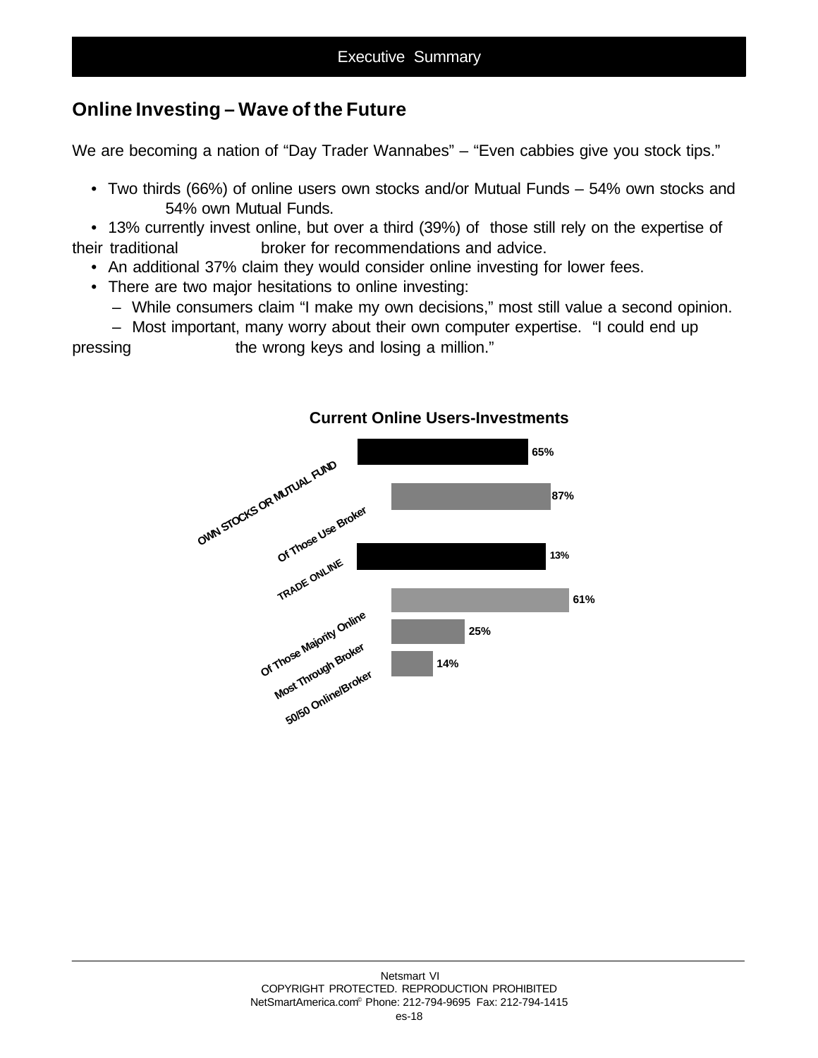## Online Investing – Wave of the Future

We are becoming a nation of "Day Trader Wannabes" – "Even cabbies give you stock tips."

- Two thirds (66%) of online users own stocks and/or Mutual Funds – 54% own stocks and 54% own Mutual Funds.
- 13% currently invest online, but over a third (39%) of those still rely on the expertise of their traditional broker for recommendations and advice.
- An additional 37% claim they would consider online investing for lower fees.
- There are two major hesitations to online investing:
  - While consumers claim "I make my own decisions," most still value a second opinion.
  - Most important, many worry about their own computer expertise. "I could end up pressing the wrong keys and losing a million."

**Current Online Users-Investments**

| Category | Value |
| --- | --- |
| OWN STOCKS OR MUTUAL FUND | 65% |
| Of Those Use Broker | 87% |
| TRADE ONLINE | 13% |
| Of Those Majority Online | 61% |
| Most Through Broker | 25% |
| 50/50 Online/Broker | 14% |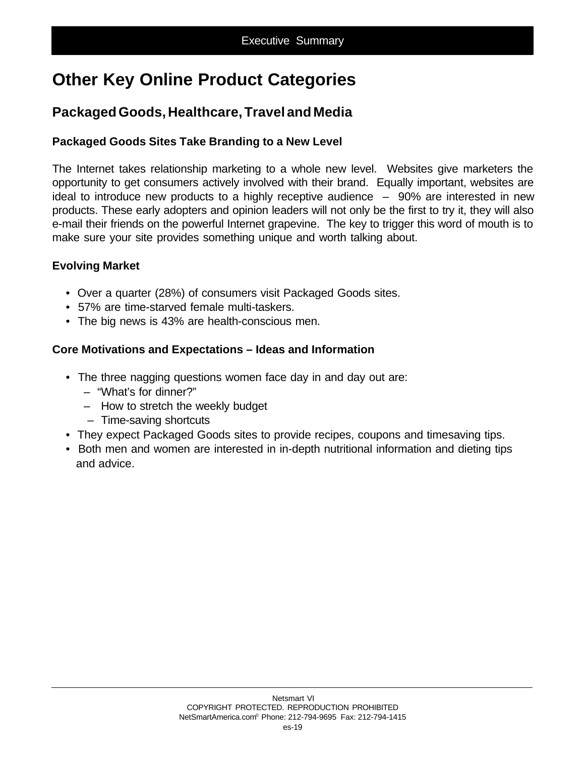# Other Key Online Product Categories

## Packaged Goods, Healthcare, Travel and Media

### Packaged Goods Sites Take Branding to a New Level

The Internet takes relationship marketing to a whole new level. Websites give marketers the opportunity to get consumers actively involved with their brand. Equally important, websites are ideal to introduce new products to a highly receptive audience – 90% are interested in new products. These early adopters and opinion leaders will not only be the first to try it, they will also e-mail their friends on the powerful Internet grapevine. The key to trigger this word of mouth is to make sure your site provides something unique and worth talking about.

### Evolving Market

- Over a quarter (28%) of consumers visit Packaged Goods sites.
- 57% are time-starved female multi-taskers.
- The big news is 43% are health-conscious men.

### Core Motivations and Expectations – Ideas and Information

- The three nagging questions women face day in and day out are:
  - "What's for dinner?"
  - How to stretch the weekly budget
  - Time-saving shortcuts
- They expect Packaged Goods sites to provide recipes, coupons and timesaving tips.
- Both men and women are interested in in-depth nutritional information and dieting tips and advice.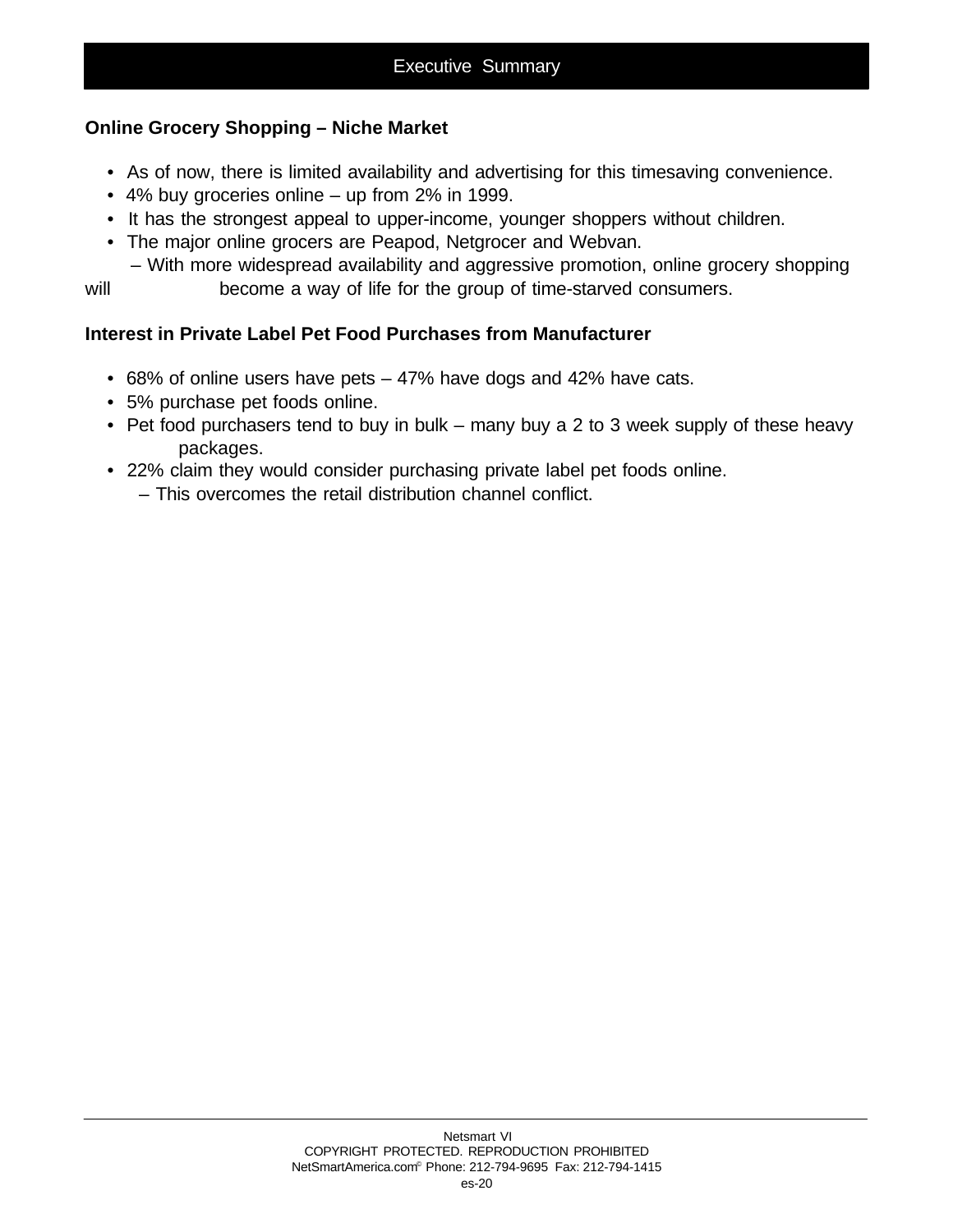## Executive Summary

**Online Grocery Shopping – Niche Market**

- As of now, there is limited availability and advertising for this timesaving convenience.
- 4% buy groceries online – up from 2% in 1999.
- It has the strongest appeal to upper-income, younger shoppers without children.
- The major online grocers are Peapod, Netgrocer and Webvan.
  - With more widespread availability and aggressive promotion, online grocery shopping will become a way of life for the group of time-starved consumers.

**Interest in Private Label Pet Food Purchases from Manufacturer**

- 68% of online users have pets – 47% have dogs and 42% have cats.
- 5% purchase pet foods online.
- Pet food purchasers tend to buy in bulk – many buy a 2 to 3 week supply of these heavy packages.
- 22% claim they would consider purchasing private label pet foods online.
  - This overcomes the retail distribution channel conflict.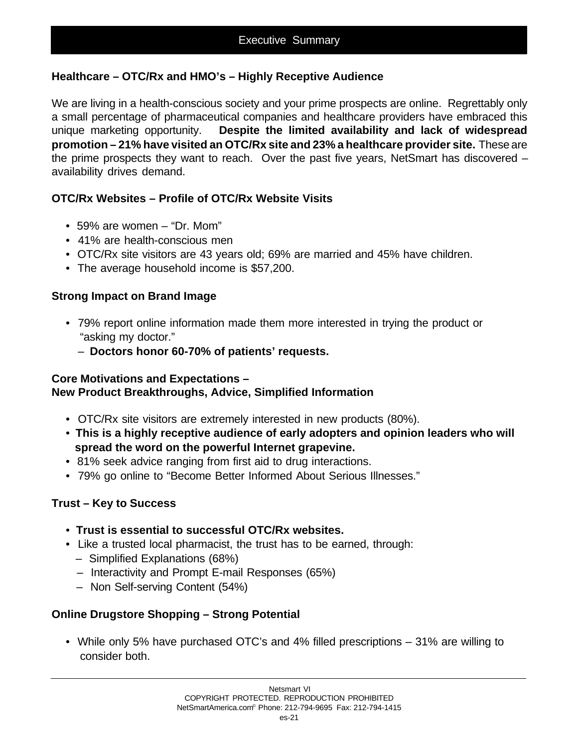# Executive Summary

## Healthcare – OTC/Rx and HMO's – Highly Receptive Audience

We are living in a health-conscious society and your prime prospects are online. Regrettably only a small percentage of pharmaceutical companies and healthcare providers have embraced this unique marketing opportunity. **Despite the limited availability and lack of widespread promotion – 21% have visited an OTC/Rx site and 23% a healthcare provider site.** These are the prime prospects they want to reach. Over the past five years, NetSmart has discovered – availability drives demand.

## OTC/Rx Websites – Profile of OTC/Rx Website Visits

- 59% are women – "Dr. Mom"
- 41% are health-conscious men
- OTC/Rx site visitors are 43 years old; 69% are married and 45% have children.
- The average household income is $57,200.

## Strong Impact on Brand Image

- 79% report online information made them more interested in trying the product or "asking my doctor."
  - **Doctors honor 60-70% of patients' requests.**

## Core Motivations and Expectations – New Product Breakthroughs, Advice, Simplified Information

- OTC/Rx site visitors are extremely interested in new products (80%).
- **This is a highly receptive audience of early adopters and opinion leaders who will spread the word on the powerful Internet grapevine.**
- 81% seek advice ranging from first aid to drug interactions.
- 79% go online to "Become Better Informed About Serious Illnesses."

## Trust – Key to Success

- **Trust is essential to successful OTC/Rx websites.**
- Like a trusted local pharmacist, the trust has to be earned, through:
  - Simplified Explanations (68%)
  - Interactivity and Prompt E-mail Responses (65%)
  - Non Self-serving Content (54%)

## Online Drugstore Shopping – Strong Potential

- While only 5% have purchased OTC's and 4% filled prescriptions – 31% are willing to consider both.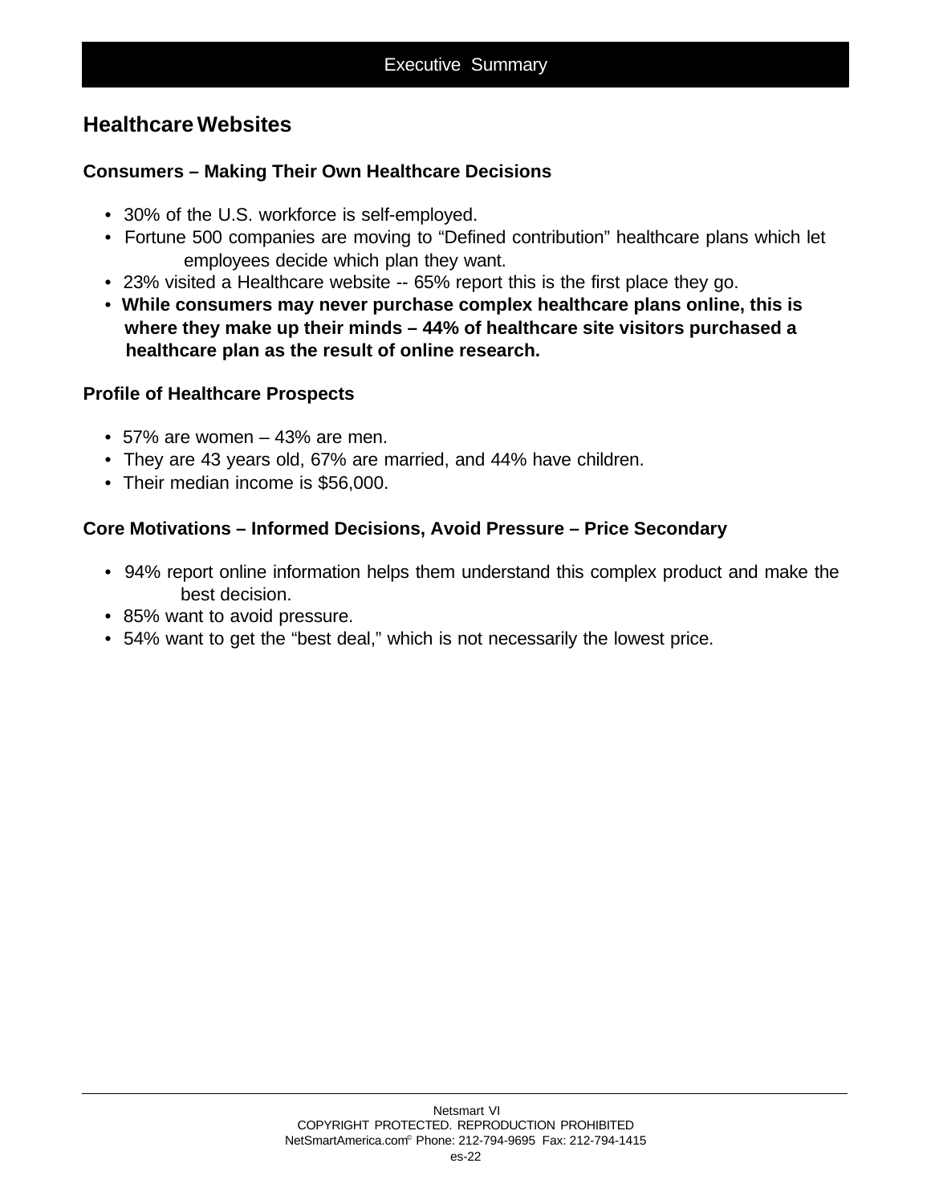# Executive Summary

## Healthcare Websites

### Consumers – Making Their Own Healthcare Decisions

- 30% of the U.S. workforce is self-employed.
- Fortune 500 companies are moving to "Defined contribution" healthcare plans which let employees decide which plan they want.
- 23% visited a Healthcare website -- 65% report this is the first place they go.
- **While consumers may never purchase complex healthcare plans online, this is where they make up their minds – 44% of healthcare site visitors purchased a healthcare plan as the result of online research.**

### Profile of Healthcare Prospects

- 57% are women – 43% are men.
- They are 43 years old, 67% are married, and 44% have children.
- Their median income is $56,000.

### Core Motivations – Informed Decisions, Avoid Pressure – Price Secondary

- 94% report online information helps them understand this complex product and make the best decision.
- 85% want to avoid pressure.
- 54% want to get the "best deal," which is not necessarily the lowest price.